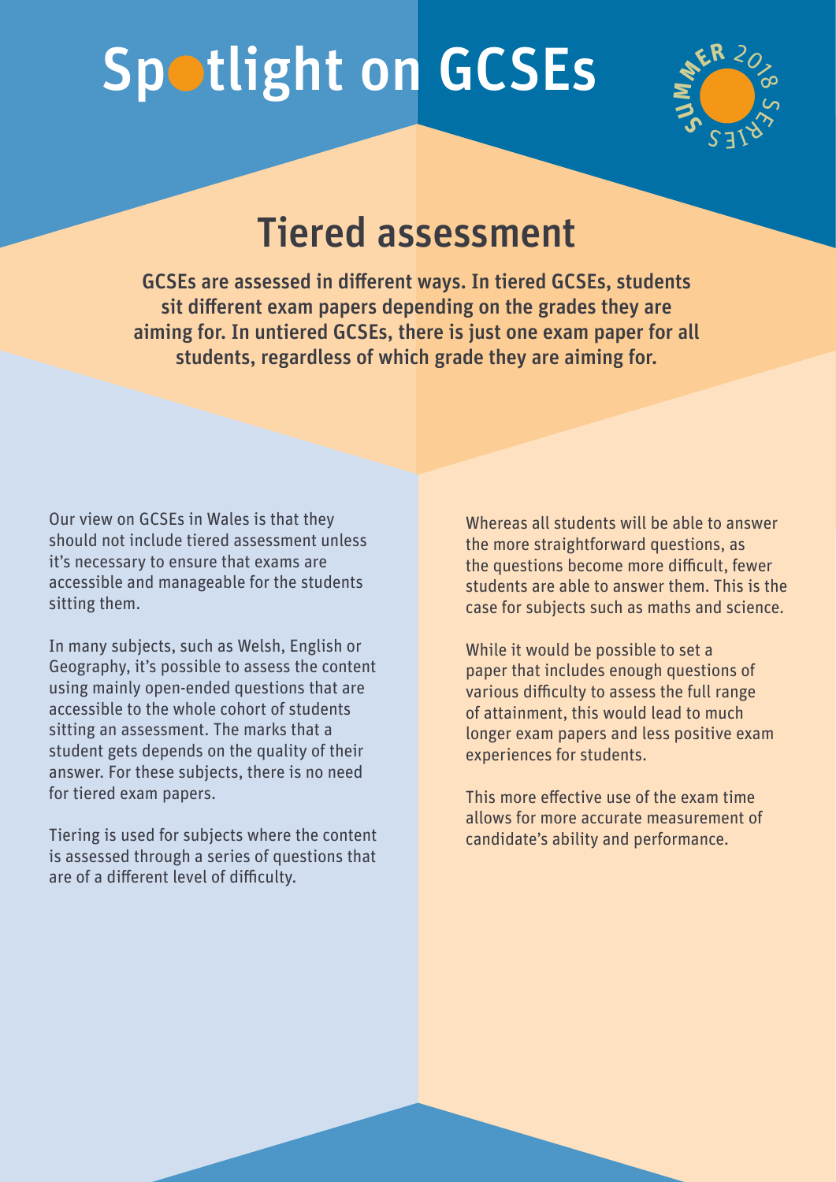# Spotlight on GCSEs

SUMMER 2018 SERIES

## Tiered assessment

**GCSEs are assessed in different ways. In tiered GCSEs, students sit different exam papers depending on the grades they are aiming for. In untiered GCSEs, there is just one exam paper for all students, regardless of which grade they are aiming for.**

Our view on GCSEs in Wales is that they should not include tiered assessment unless it's necessary to ensure that exams are accessible and manageable for the students sitting them.

In many subjects, such as Welsh, English or Geography, it's possible to assess the content using mainly open-ended questions that are accessible to the whole cohort of students sitting an assessment. The marks that a student gets depends on the quality of their answer. For these subjects, there is no need for tiered exam papers.

Tiering is used for subjects where the content is assessed through a series of questions that are of a different level of difficulty.

Whereas all students will be able to answer the more straightforward questions, as the questions become more difficult, fewer students are able to answer them. This is the case for subjects such as maths and science.

While it would be possible to set a paper that includes enough questions of various difficulty to assess the full range of attainment, this would lead to much longer exam papers and less positive exam experiences for students.

This more effective use of the exam time allows for more accurate measurement of candidate's ability and performance.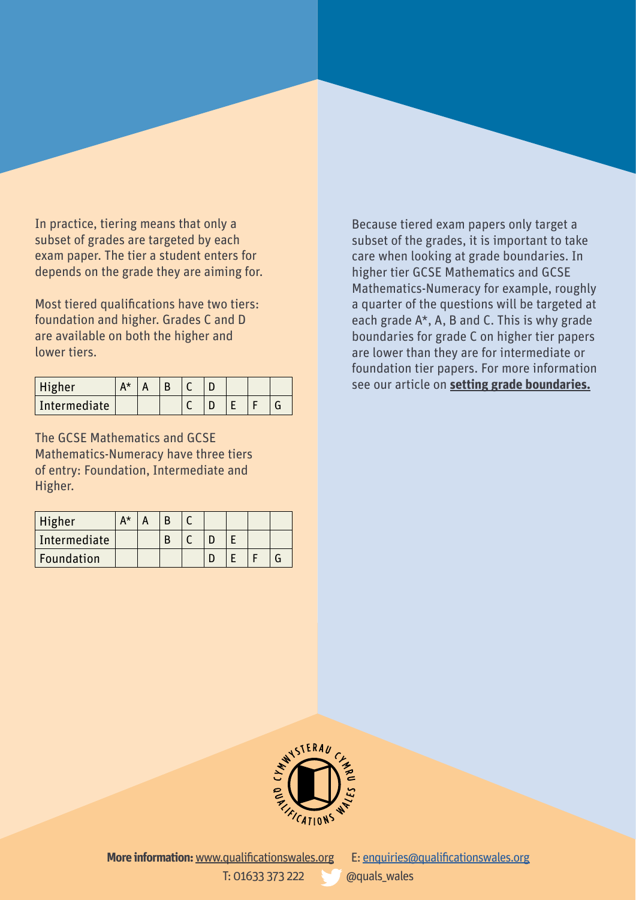In practice, tiering means that only a subset of grades are targeted by each exam paper. The tier a student enters for depends on the grade they are aiming for.

Most tiered qualifications have two tiers: foundation and higher. Grades C and D are available on both the higher and lower tiers.

| | | | | | | | | |
|---|---|---|---|---|---|---|---|---|
| Higher | A* | A | B | C | D | | | |
| Intermediate | | | | C | D | E | F | G |

The GCSE Mathematics and GCSE Mathematics-Numeracy have three tiers of entry: Foundation, Intermediate and Higher.

| | | | | | | | | |
|---|---|---|---|---|---|---|---|---|
| Higher | A* | A | B | C | | | | |
| Intermediate | | | B | C | D | E | | |
| Foundation | | | | | D | E | F | G |

Because tiered exam papers only target a subset of the grades, it is important to take care when looking at grade boundaries. In higher tier GCSE Mathematics and GCSE Mathematics-Numeracy for example, roughly a quarter of the questions will be targeted at each grade A*, A, B and C. This is why grade boundaries for grade C on higher tier papers are lower than they are for intermediate or foundation tier papers. For more information see our article on **setting grade boundaries.**

CYMWYSTERAU CYMRU QUALIFICATIONS WALES

**More information:** www.qualificationswales.org E: enquiries@qualificationswales.org

T: 01633 373 222 @quals_wales